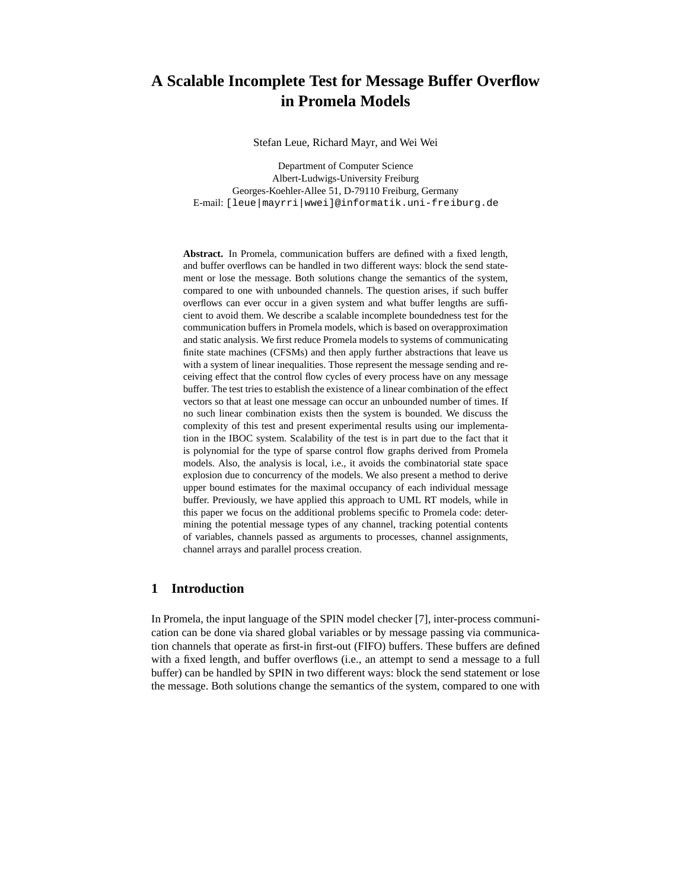# A Scalable Incomplete Test for Message Buffer Overflow in Promela Models

Stefan Leue, Richard Mayr, and Wei Wei

Department of Computer Science
Albert-Ludwigs-University Freiburg
Georges-Koehler-Allee 51, D-79110 Freiburg, Germany
E-mail: [leue|mayrri|wwei]@informatik.uni-freiburg.de

**Abstract.** In Promela, communication buffers are defined with a fixed length, and buffer overflows can be handled in two different ways: block the send statement or lose the message. Both solutions change the semantics of the system, compared to one with unbounded channels. The question arises, if such buffer overflows can ever occur in a given system and what buffer lengths are sufficient to avoid them. We describe a scalable incomplete boundedness test for the communication buffers in Promela models, which is based on overapproximation and static analysis. We first reduce Promela models to systems of communicating finite state machines (CFSMs) and then apply further abstractions that leave us with a system of linear inequalities. Those represent the message sending and receiving effect that the control flow cycles of every process have on any message buffer. The test tries to establish the existence of a linear combination of the effect vectors so that at least one message can occur an unbounded number of times. If no such linear combination exists then the system is bounded. We discuss the complexity of this test and present experimental results using our implementation in the IBOC system. Scalability of the test is in part due to the fact that it is polynomial for the type of sparse control flow graphs derived from Promela models. Also, the analysis is local, i.e., it avoids the combinatorial state space explosion due to concurrency of the models. We also present a method to derive upper bound estimates for the maximal occupancy of each individual message buffer. Previously, we have applied this approach to UML RT models, while in this paper we focus on the additional problems specific to Promela code: determining the potential message types of any channel, tracking potential contents of variables, channels passed as arguments to processes, channel assignments, channel arrays and parallel process creation.

## 1 Introduction

In Promela, the input language of the SPIN model checker [7], inter-process communication can be done via shared global variables or by message passing via communication channels that operate as first-in first-out (FIFO) buffers. These buffers are defined with a fixed length, and buffer overflows (i.e., an attempt to send a message to a full buffer) can be handled by SPIN in two different ways: block the send statement or lose the message. Both solutions change the semantics of the system, compared to one with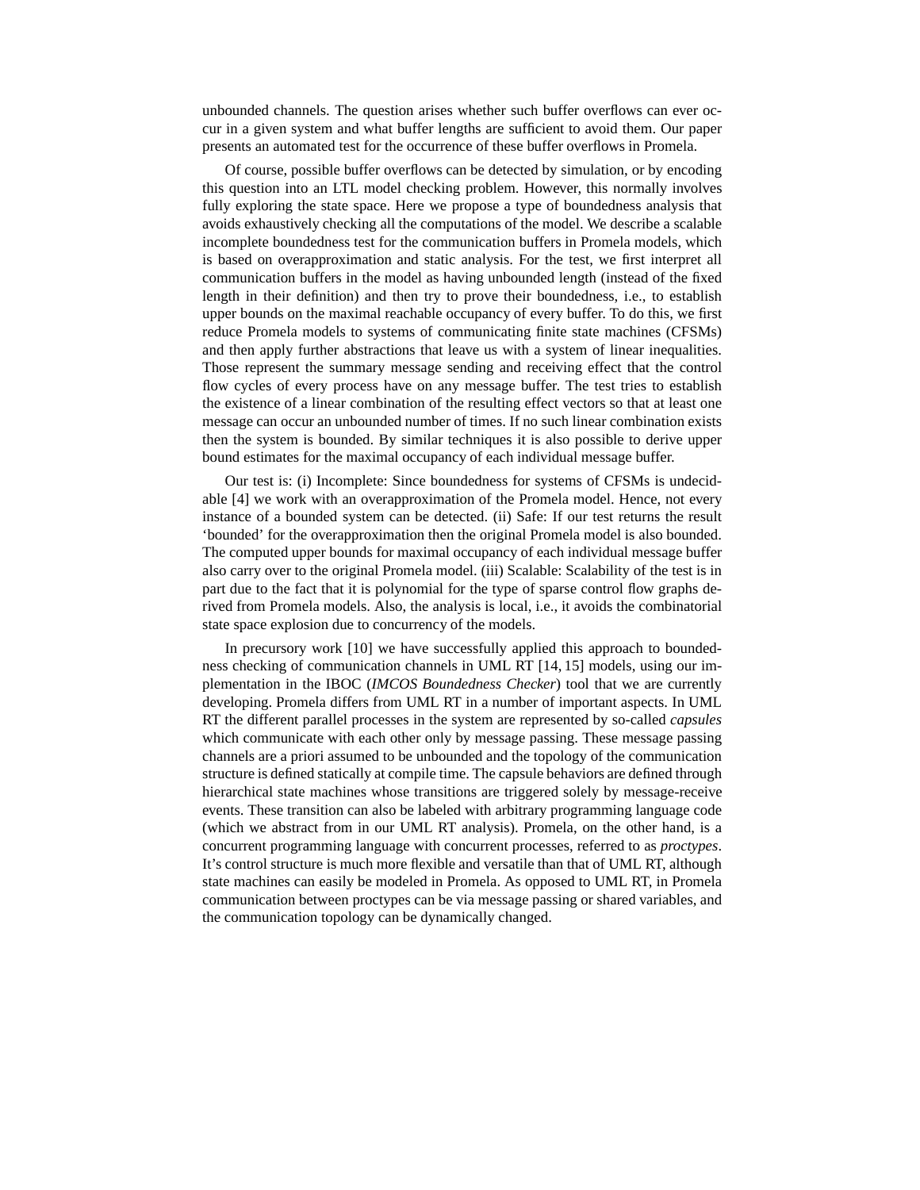unbounded channels. The question arises whether such buffer overflows can ever occur in a given system and what buffer lengths are sufficient to avoid them. Our paper presents an automated test for the occurrence of these buffer overflows in Promela.

Of course, possible buffer overflows can be detected by simulation, or by encoding this question into an LTL model checking problem. However, this normally involves fully exploring the state space. Here we propose a type of boundedness analysis that avoids exhaustively checking all the computations of the model. We describe a scalable incomplete boundedness test for the communication buffers in Promela models, which is based on overapproximation and static analysis. For the test, we first interpret all communication buffers in the model as having unbounded length (instead of the fixed length in their definition) and then try to prove their boundedness, i.e., to establish upper bounds on the maximal reachable occupancy of every buffer. To do this, we first reduce Promela models to systems of communicating finite state machines (CFSMs) and then apply further abstractions that leave us with a system of linear inequalities. Those represent the summary message sending and receiving effect that the control flow cycles of every process have on any message buffer. The test tries to establish the existence of a linear combination of the resulting effect vectors so that at least one message can occur an unbounded number of times. If no such linear combination exists then the system is bounded. By similar techniques it is also possible to derive upper bound estimates for the maximal occupancy of each individual message buffer.

Our test is: (i) Incomplete: Since boundedness for systems of CFSMs is undecidable [4] we work with an overapproximation of the Promela model. Hence, not every instance of a bounded system can be detected. (ii) Safe: If our test returns the result 'bounded' for the overapproximation then the original Promela model is also bounded. The computed upper bounds for maximal occupancy of each individual message buffer also carry over to the original Promela model. (iii) Scalable: Scalability of the test is in part due to the fact that it is polynomial for the type of sparse control flow graphs derived from Promela models. Also, the analysis is local, i.e., it avoids the combinatorial state space explosion due to concurrency of the models.

In precursory work [10] we have successfully applied this approach to boundedness checking of communication channels in UML RT [14, 15] models, using our implementation in the IBOC (*IMCOS Boundedness Checker*) tool that we are currently developing. Promela differs from UML RT in a number of important aspects. In UML RT the different parallel processes in the system are represented by so-called *capsules* which communicate with each other only by message passing. These message passing channels are a priori assumed to be unbounded and the topology of the communication structure is defined statically at compile time. The capsule behaviors are defined through hierarchical state machines whose transitions are triggered solely by message-receive events. These transition can also be labeled with arbitrary programming language code (which we abstract from in our UML RT analysis). Promela, on the other hand, is a concurrent programming language with concurrent processes, referred to as *proctypes*. It's control structure is much more flexible and versatile than that of UML RT, although state machines can easily be modeled in Promela. As opposed to UML RT, in Promela communication between proctypes can be via message passing or shared variables, and the communication topology can be dynamically changed.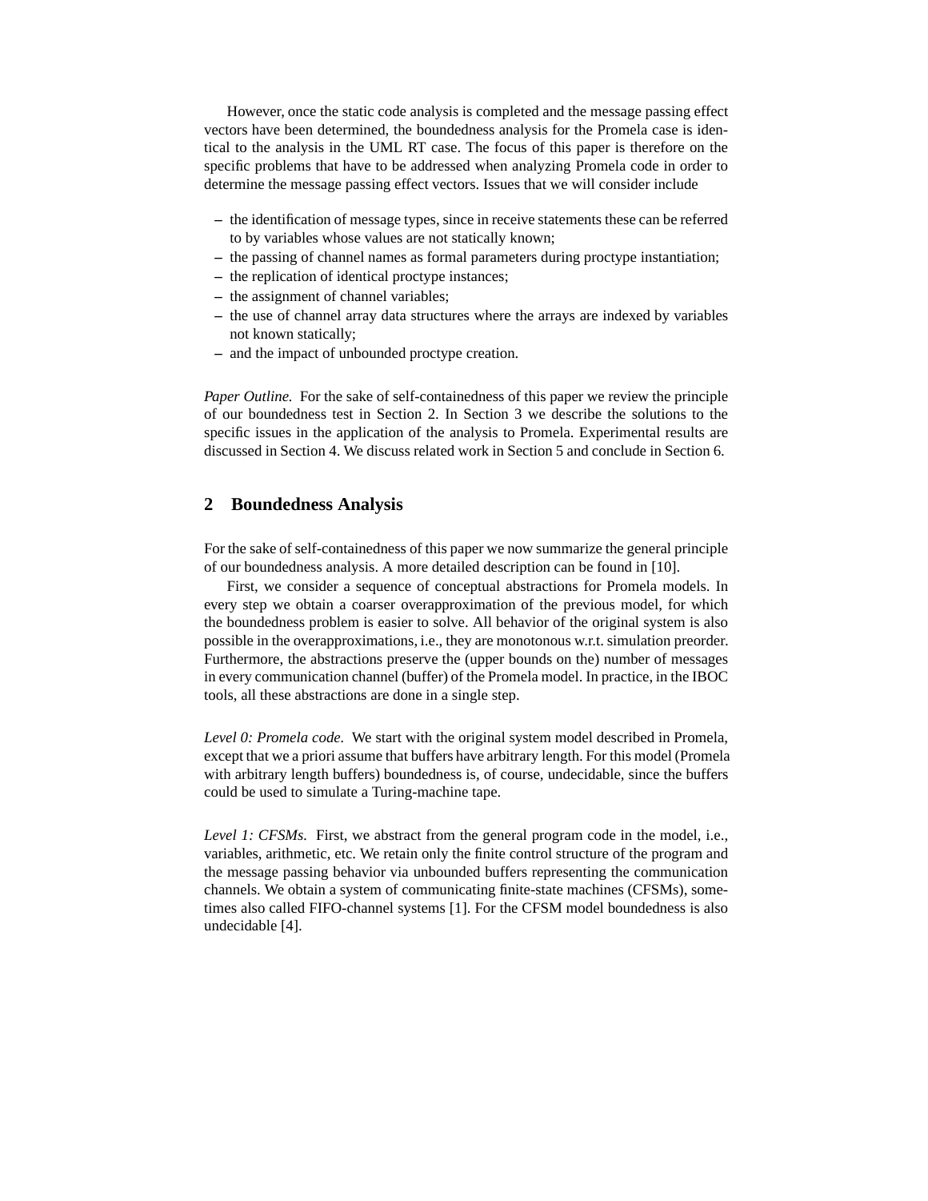However, once the static code analysis is completed and the message passing effect vectors have been determined, the boundedness analysis for the Promela case is identical to the analysis in the UML RT case. The focus of this paper is therefore on the specific problems that have to be addressed when analyzing Promela code in order to determine the message passing effect vectors. Issues that we will consider include

- the identification of message types, since in receive statements these can be referred to by variables whose values are not statically known;
- the passing of channel names as formal parameters during proctype instantiation;
- the replication of identical proctype instances;
- the assignment of channel variables;
- the use of channel array data structures where the arrays are indexed by variables not known statically;
- and the impact of unbounded proctype creation.

*Paper Outline.* For the sake of self-containedness of this paper we review the principle of our boundedness test in Section 2. In Section 3 we describe the solutions to the specific issues in the application of the analysis to Promela. Experimental results are discussed in Section 4. We discuss related work in Section 5 and conclude in Section 6.

## 2 Boundedness Analysis

For the sake of self-containedness of this paper we now summarize the general principle of our boundedness analysis. A more detailed description can be found in [10].

First, we consider a sequence of conceptual abstractions for Promela models. In every step we obtain a coarser overapproximation of the previous model, for which the boundedness problem is easier to solve. All behavior of the original system is also possible in the overapproximations, i.e., they are monotonous w.r.t. simulation preorder. Furthermore, the abstractions preserve the (upper bounds on the) number of messages in every communication channel (buffer) of the Promela model. In practice, in the IBOC tools, all these abstractions are done in a single step.

*Level 0: Promela code.* We start with the original system model described in Promela, except that we a priori assume that buffers have arbitrary length. For this model (Promela with arbitrary length buffers) boundedness is, of course, undecidable, since the buffers could be used to simulate a Turing-machine tape.

*Level 1: CFSMs.* First, we abstract from the general program code in the model, i.e., variables, arithmetic, etc. We retain only the finite control structure of the program and the message passing behavior via unbounded buffers representing the communication channels. We obtain a system of communicating finite-state machines (CFSMs), sometimes also called FIFO-channel systems [1]. For the CFSM model boundedness is also undecidable [4].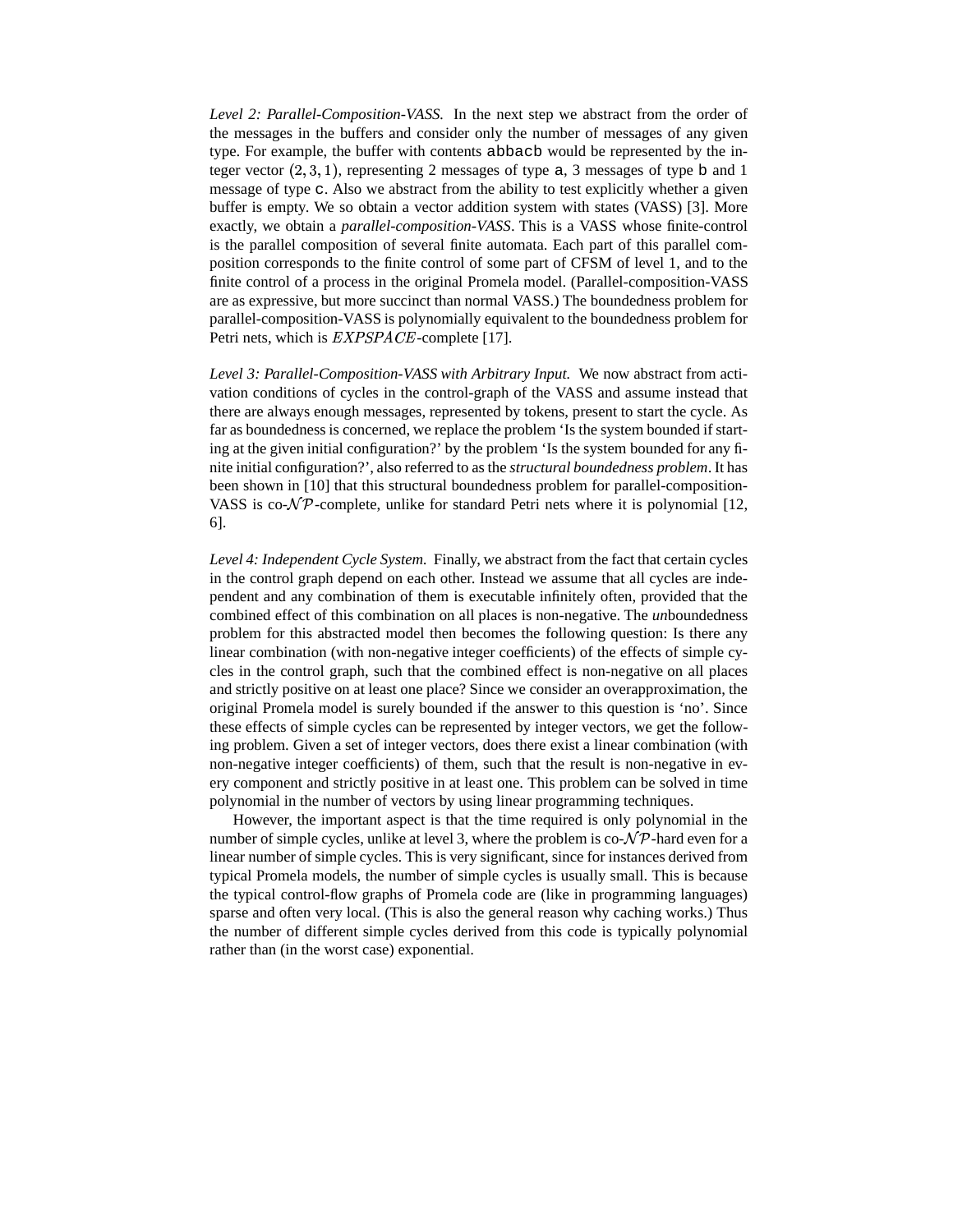*Level 2: Parallel-Composition-VASS.* In the next step we abstract from the order of the messages in the buffers and consider only the number of messages of any given type. For example, the buffer with contents abbacb would be represented by the integer vector $(2, 3, 1)$, representing 2 messages of type a, 3 messages of type b and 1 message of type c. Also we abstract from the ability to test explicitly whether a given buffer is empty. We so obtain a vector addition system with states (VASS) [3]. More exactly, we obtain a *parallel-composition-VASS*. This is a VASS whose finite-control is the parallel composition of several finite automata. Each part of this parallel composition corresponds to the finite control of some part of CFSM of level 1, and to the finite control of a process in the original Promela model. (Parallel-composition-VASS are as expressive, but more succinct than normal VASS.) The boundedness problem for parallel-composition-VASS is polynomially equivalent to the boundedness problem for Petri nets, which is $EXPSPACE$-complete [17].

*Level 3: Parallel-Composition-VASS with Arbitrary Input.* We now abstract from activation conditions of cycles in the control-graph of the VASS and assume instead that there are always enough messages, represented by tokens, present to start the cycle. As far as boundedness is concerned, we replace the problem 'Is the system bounded if starting at the given initial configuration?' by the problem 'Is the system bounded for any finite initial configuration?', also referred to as the *structural boundedness problem*. It has been shown in [10] that this structural boundedness problem for parallel-composition-VASS is co-$\mathcal{NP}$-complete, unlike for standard Petri nets where it is polynomial [12, 6].

*Level 4: Independent Cycle System.* Finally, we abstract from the fact that certain cycles in the control graph depend on each other. Instead we assume that all cycles are independent and any combination of them is executable infinitely often, provided that the combined effect of this combination on all places is non-negative. The *un*boundedness problem for this abstracted model then becomes the following question: Is there any linear combination (with non-negative integer coefficients) of the effects of simple cycles in the control graph, such that the combined effect is non-negative on all places and strictly positive on at least one place? Since we consider an overapproximation, the original Promela model is surely bounded if the answer to this question is 'no'. Since these effects of simple cycles can be represented by integer vectors, we get the following problem. Given a set of integer vectors, does there exist a linear combination (with non-negative integer coefficients) of them, such that the result is non-negative in every component and strictly positive in at least one. This problem can be solved in time polynomial in the number of vectors by using linear programming techniques.

However, the important aspect is that the time required is only polynomial in the number of simple cycles, unlike at level 3, where the problem is co-$\mathcal{NP}$-hard even for a linear number of simple cycles. This is very significant, since for instances derived from typical Promela models, the number of simple cycles is usually small. This is because the typical control-flow graphs of Promela code are (like in programming languages) sparse and often very local. (This is also the general reason why caching works.) Thus the number of different simple cycles derived from this code is typically polynomial rather than (in the worst case) exponential.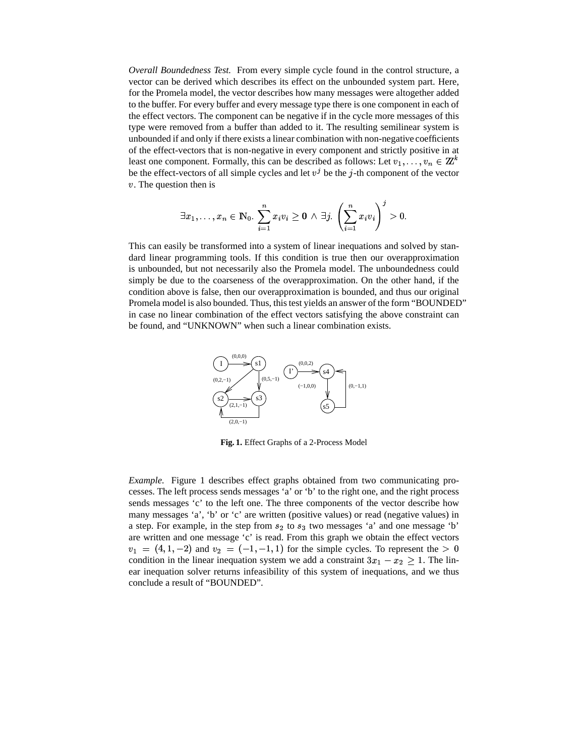*Overall Boundedness Test.* From every simple cycle found in the control structure, a vector can be derived which describes its effect on the unbounded system part. Here, for the Promela model, the vector describes how many messages were altogether added to the buffer. For every buffer and every message type there is one component in each of the effect vectors. The component can be negative if in the cycle more messages of this type were removed from a buffer than added to it. The resulting semilinear system is unbounded if and only if there exists a linear combination with non-negative coefficients of the effect-vectors that is non-negative in every component and strictly positive in at least one component. Formally, this can be described as follows: Let $v_1, \ldots, v_n \in \mathbb{Z}^k$ be the effect-vectors of all simple cycles and let $v^j$ be the $j$-th component of the vector $v$. The question then is

$$\exists x_1, \ldots, x_n \in \mathbb{N}_0. \sum_{i=1}^{n} x_i v_i \geq \mathbf{0} \wedge \exists j. \left( \sum_{i=1}^{n} x_i v_i \right)^j > 0.$$

This can easily be transformed into a system of linear inequations and solved by standard linear programming tools. If this condition is true then our overapproximation is unbounded, but not necessarily also the Promela model. The unboundedness could simply be due to the coarseness of the overapproximation. On the other hand, if the condition above is false, then our overapproximation is bounded, and thus our original Promela model is also bounded. Thus, this test yields an answer of the form "BOUNDED" in case no linear combination of the effect vectors satisfying the above constraint can be found, and "UNKNOWN" when such a linear combination exists.

**Fig. 1.** Effect Graphs of a 2-Process Model

*Example.* Figure 1 describes effect graphs obtained from two communicating processes. The left process sends messages 'a' or 'b' to the right one, and the right process sends messages 'c' to the left one. The three components of the vector describe how many messages 'a', 'b' or 'c' are written (positive values) or read (negative values) in a step. For example, in the step from $s_2$ to $s_3$ two messages 'a' and one message 'b' are written and one message 'c' is read. From this graph we obtain the effect vectors $v_1 = (4, 1, -2)$ and $v_2 = (-1, -1, 1)$ for the simple cycles. To represent the $> 0$ condition in the linear inequation system we add a constraint $3x_1 - x_2 \geq 1$. The linear inequation solver returns infeasibility of this system of inequations, and we thus conclude a result of "BOUNDED".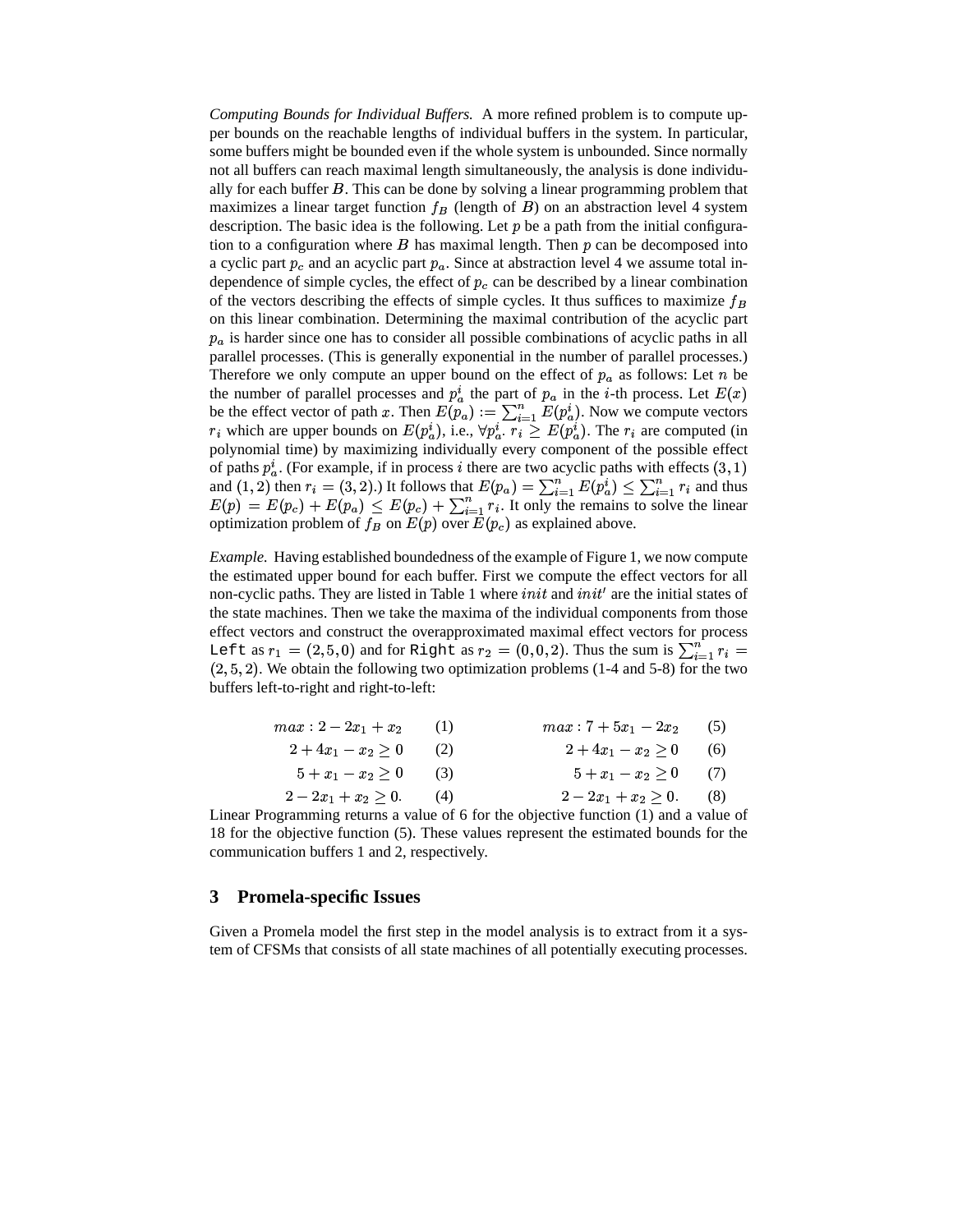*Computing Bounds for Individual Buffers.* A more refined problem is to compute upper bounds on the reachable lengths of individual buffers in the system. In particular, some buffers might be bounded even if the whole system is unbounded. Since normally not all buffers can reach maximal length simultaneously, the analysis is done individually for each buffer $B$. This can be done by solving a linear programming problem that maximizes a linear target function $f_B$ (length of $B$) on an abstraction level 4 system description. The basic idea is the following. Let $p$ be a path from the initial configuration to a configuration where $B$ has maximal length. Then $p$ can be decomposed into a cyclic part $p_c$ and an acyclic part $p_a$. Since at abstraction level 4 we assume total independence of simple cycles, the effect of $p_c$ can be described by a linear combination of the vectors describing the effects of simple cycles. It thus suffices to maximize $f_B$ on this linear combination. Determining the maximal contribution of the acyclic part $p_a$ is harder since one has to consider all possible combinations of acyclic paths in all parallel processes. (This is generally exponential in the number of parallel processes.) Therefore we only compute an upper bound on the effect of $p_a$ as follows: Let $n$ be the number of parallel processes and $p_a^i$ the part of $p_a$ in the $i$-th process. Let $E(x)$ be the effect vector of path $x$. Then $E(p_a) := \sum_{i=1}^{n} E(p_a^i)$. Now we compute vectors $r_i$ which are upper bounds on $E(p_a^i)$, i.e., $\forall p_a^i.\ r_i \geq E(p_a^i)$. The $r_i$ are computed (in polynomial time) by maximizing individually every component of the possible effect of paths $p_a^i$. (For example, if in process $i$ there are two acyclic paths with effects $(3,1)$ and $(1,2)$ then $r_i = (3,2)$.) It follows that $E(p_a) = \sum_{i=1}^{n} E(p_a^i) \leq \sum_{i=1}^{n} r_i$ and thus $E(p) = E(p_c) + E(p_a) \leq E(p_c) + \sum_{i=1}^{n} r_i$. It only the remains to solve the linear optimization problem of $f_B$ on $E(p)$ over $E(p_c)$ as explained above.

*Example.* Having established boundedness of the example of Figure 1, we now compute the estimated upper bound for each buffer. First we compute the effect vectors for all non-cyclic paths. They are listed in Table 1 where $init$ and $init'$ are the initial states of the state machines. Then we take the maxima of the individual components from those effect vectors and construct the overapproximated maximal effect vectors for process `Left` as $r_1 = (2,5,0)$ and for `Right` as $r_2 = (0,0,2)$. Thus the sum is $\sum_{i=1}^{n} r_i = (2,5,2)$. We obtain the following two optimization problems (1-4 and 5-8) for the two buffers left-to-right and right-to-left:

$$
\begin{aligned}
max : 2 - 2x_1 + x_2 \quad &(1) \qquad & max : 7 + 5x_1 - 2x_2 \quad &(5)\\
2 + 4x_1 - x_2 \geq 0 \quad &(2) \qquad & 2 + 4x_1 - x_2 \geq 0 \quad &(6)\\
5 + x_1 - x_2 \geq 0 \quad &(3) \qquad & 5 + x_1 - x_2 \geq 0 \quad &(7)\\
2 - 2x_1 + x_2 \geq 0. \quad &(4) \qquad & 2 - 2x_1 + x_2 \geq 0. \quad &(8)
\end{aligned}
$$

Linear Programming returns a value of 6 for the objective function (1) and a value of 18 for the objective function (5). These values represent the estimated bounds for the communication buffers 1 and 2, respectively.

## 3 Promela-specific Issues

Given a Promela model the first step in the model analysis is to extract from it a system of CFSMs that consists of all state machines of all potentially executing processes.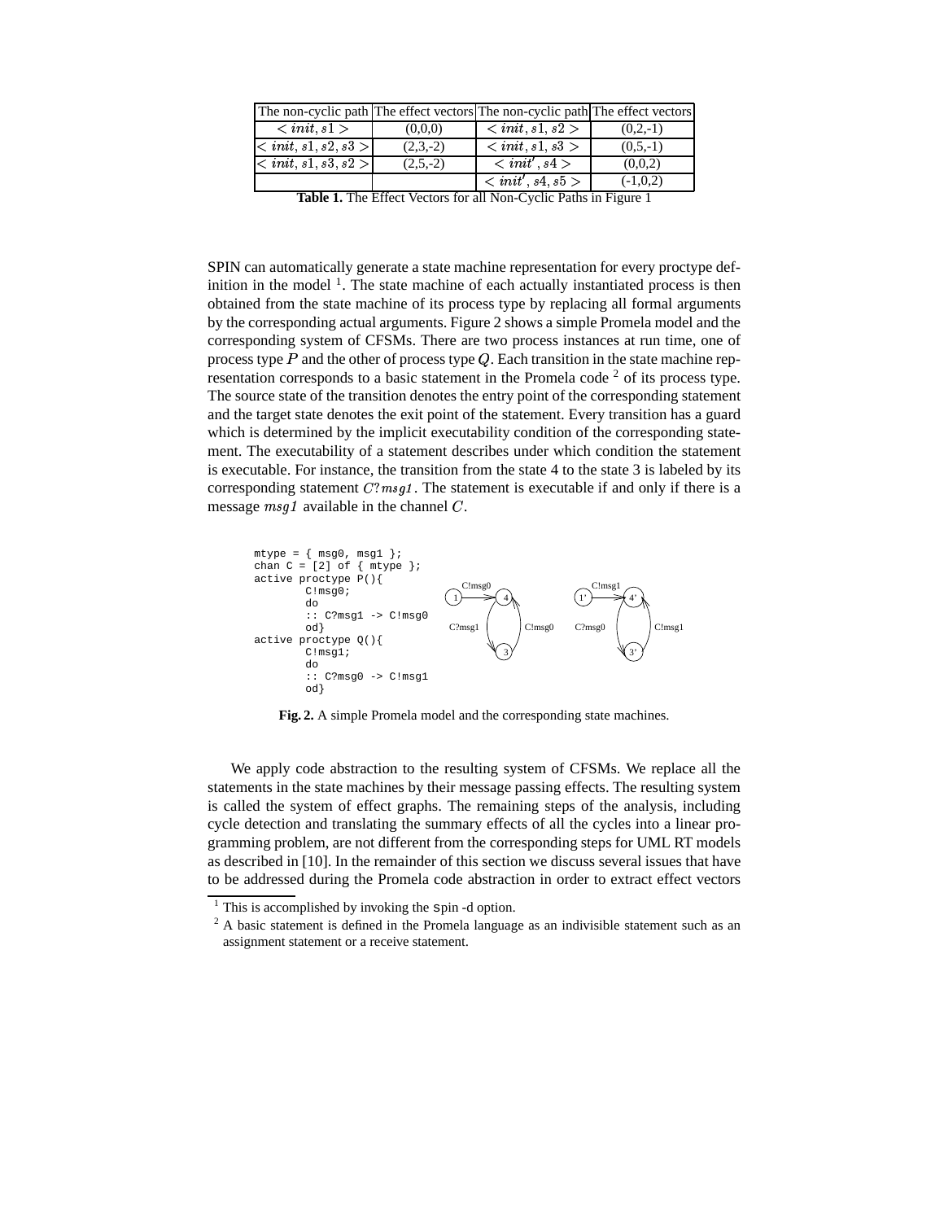| The non-cyclic path | The effect vectors | The non-cyclic path | The effect vectors |
|---|---|---|---|
| $< init, s1 >$ | (0,0,0) | $< init, s1, s2 >$ | (0,2,-1) |
| $< init, s1, s2, s3 >$ | (2,3,-2) | $< init, s1, s3 >$ | (0,5,-1) |
| $< init, s1, s3, s2 >$ | (2,5,-2) | $< init', s4 >$ | (0,0,2) |
| | | $< init', s4, s5 >$ | (-1,0,2) |

**Table 1.** The Effect Vectors for all Non-Cyclic Paths in Figure 1

SPIN can automatically generate a state machine representation for every proctype definition in the model [1]. The state machine of each actually instantiated process is then obtained from the state machine of its process type by replacing all formal arguments by the corresponding actual arguments. Figure 2 shows a simple Promela model and the corresponding system of CFSMs. There are two process instances at run time, one of process type $P$ and the other of process type $Q$. Each transition in the state machine representation corresponds to a basic statement in the Promela code [2] of its process type. The source state of the transition denotes the entry point of the corresponding statement and the target state denotes the exit point of the statement. Every transition has a guard which is determined by the implicit executability condition of the corresponding statement. The executability of a statement describes under which condition the statement is executable. For instance, the transition from the state 4 to the state 3 is labeled by its corresponding statement $C?msg1$. The statement is executable if and only if there is a message $msg1$ available in the channel $C$.

```
mtype = { msg0, msg1 };
chan C = [2] of { mtype };
active proctype P(){
        C!msg0;
        do
        :: C?msg1 -> C!msg0
        od}
active proctype Q(){
        C!msg1;
        do
        :: C?msg0 -> C!msg1
        od}
```

**Fig. 2.** A simple Promela model and the corresponding state machines.

We apply code abstraction to the resulting system of CFSMs. We replace all the statements in the state machines by their message passing effects. The resulting system is called the system of effect graphs. The remaining steps of the analysis, including cycle detection and translating the summary effects of all the cycles into a linear programming problem, are not different from the corresponding steps for UML RT models as described in [10]. In the remainder of this section we discuss several issues that have to be addressed during the Promela code abstraction in order to extract effect vectors

[1] This is accomplished by invoking the `spin -d` option.

[2] A basic statement is defined in the Promela language as an indivisible statement such as an assignment statement or a receive statement.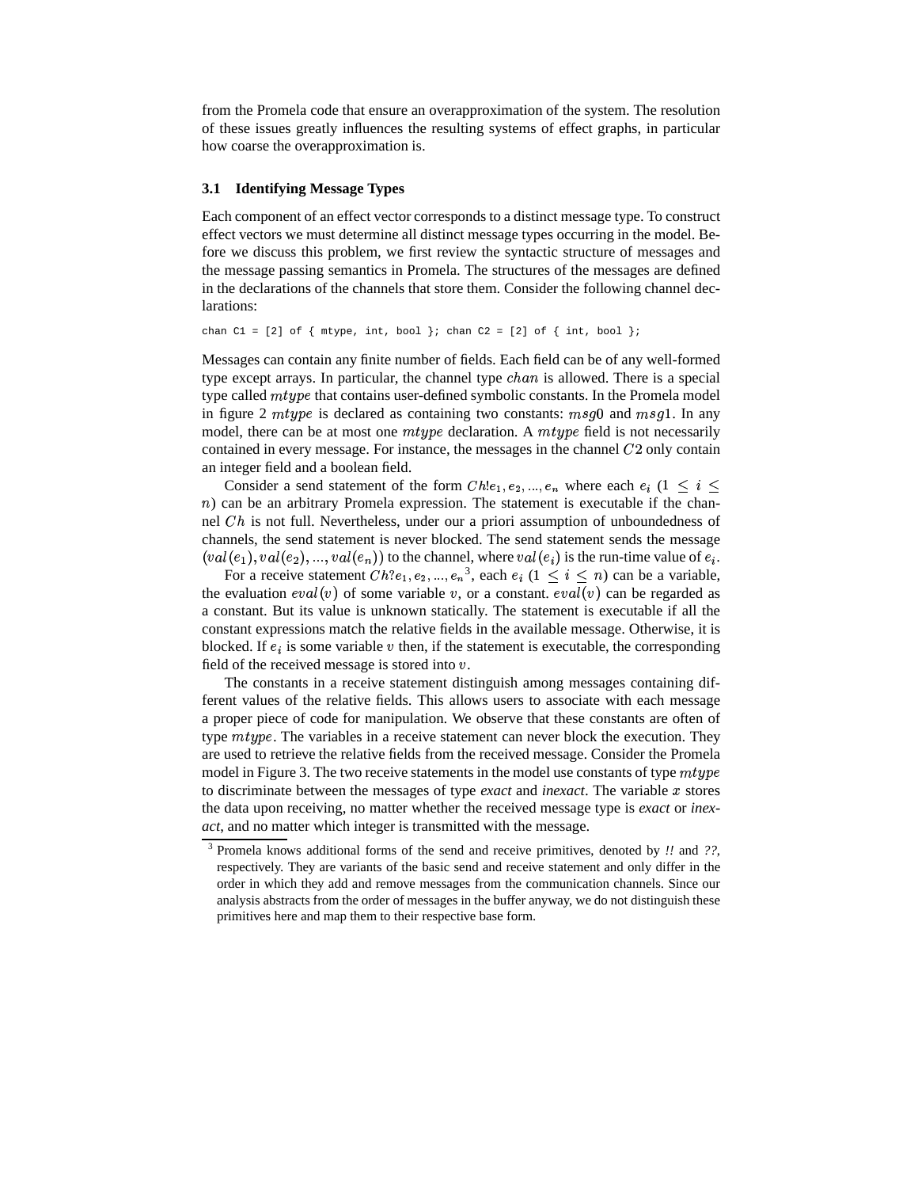from the Promela code that ensure an overapproximation of the system. The resolution of these issues greatly influences the resulting systems of effect graphs, in particular how coarse the overapproximation is.

### 3.1 Identifying Message Types

Each component of an effect vector corresponds to a distinct message type. To construct effect vectors we must determine all distinct message types occurring in the model. Before we discuss this problem, we first review the syntactic structure of messages and the message passing semantics in Promela. The structures of the messages are defined in the declarations of the channels that store them. Consider the following channel declarations:

```
chan C1 = [2] of { mtype, int, bool }; chan C2 = [2] of { int, bool };
```

Messages can contain any finite number of fields. Each field can be of any well-formed type except arrays. In particular, the channel type $chan$ is allowed. There is a special type called $mtype$ that contains user-defined symbolic constants. In the Promela model in figure 2 $mtype$ is declared as containing two constants: $msg0$ and $msg1$. In any model, there can be at most one $mtype$ declaration. A $mtype$ field is not necessarily contained in every message. For instance, the messages in the channel $C2$ only contain an integer field and a boolean field.

Consider a send statement of the form $Ch!e_1, e_2, ..., e_n$ where each $e_i$ ($1 \leq i \leq n$) can be an arbitrary Promela expression. The statement is executable if the channel $Ch$ is not full. Nevertheless, under our a priori assumption of unboundedness of channels, the send statement is never blocked. The send statement sends the message $(val(e_1), val(e_2), ..., val(e_n))$ to the channel, where $val(e_i)$ is the run-time value of $e_i$.

For a receive statement $Ch?e_1, e_2, ..., e_n$[3], each $e_i$ ($1 \leq i \leq n$) can be a variable, the evaluation $eval(v)$ of some variable $v$, or a constant. $eval(v)$ can be regarded as a constant. But its value is unknown statically. The statement is executable if all the constant expressions match the relative fields in the available message. Otherwise, it is blocked. If $e_i$ is some variable $v$ then, if the statement is executable, the corresponding field of the received message is stored into $v$.

The constants in a receive statement distinguish among messages containing different values of the relative fields. This allows users to associate with each message a proper piece of code for manipulation. We observe that these constants are often of type $mtype$. The variables in a receive statement can never block the execution. They are used to retrieve the relative fields from the received message. Consider the Promela model in Figure 3. The two receive statements in the model use constants of type $mtype$ to discriminate between the messages of type *exact* and *inexact*. The variable $x$ stores the data upon receiving, no matter whether the received message type is *exact* or *inexact*, and no matter which integer is transmitted with the message.

[3] Promela knows additional forms of the send and receive primitives, denoted by *!!* and *??*, respectively. They are variants of the basic send and receive statement and only differ in the order in which they add and remove messages from the communication channels. Since our analysis abstracts from the order of messages in the buffer anyway, we do not distinguish these primitives here and map them to their respective base form.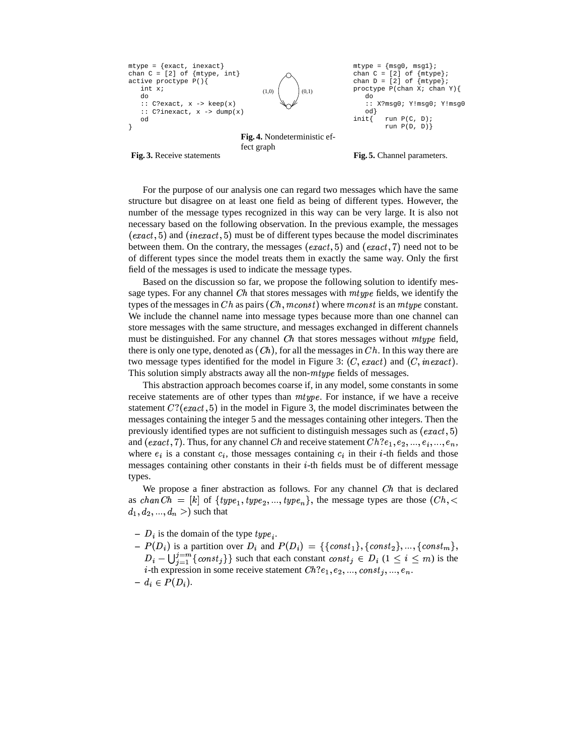```
mtype = {exact, inexact}
chan C = [2] of {mtype, int}
active proctype P(){
   int x;
   do
   :: C?exact, x -> keep(x)
   :: C?inexact, x -> dump(x)
   od
}
```

**Fig. 3.** Receive statements

**Fig. 4.** Nondeterministic effect graph

```
mtype = {msg0, msg1};
chan C = [2] of {mtype};
chan D = [2] of {mtype};
proctype P(chan X; chan Y){
   do
   :: X?msg0; Y!msg0; Y!msg0
   od}
init{   run P(C, D);
        run P(D, D)}
```

**Fig. 5.** Channel parameters.

For the purpose of our analysis one can regard two messages which have the same structure but disagree on at least one field as being of different types. However, the number of the message types recognized in this way can be very large. It is also not necessary based on the following observation. In the previous example, the messages $(exact, 5)$ and $(inexact, 5)$ must be of different types because the model discriminates between them. On the contrary, the messages $(exact, 5)$ and $(exact, 7)$ need not to be of different types since the model treats them in exactly the same way. Only the first field of the messages is used to indicate the message types.

Based on the discussion so far, we propose the following solution to identify message types. For any channel $Ch$ that stores messages with $mtype$ fields, we identify the types of the messages in $Ch$ as pairs $(Ch, mconst)$ where $mconst$ is an $mtype$ constant. We include the channel name into message types because more than one channel can store messages with the same structure, and messages exchanged in different channels must be distinguished. For any channel $Ch$ that stores messages without $mtype$ field, there is only one type, denoted as $(Ch)$, for all the messages in $Ch$. In this way there are two message types identified for the model in Figure 3: $(C, exact)$ and $(C, inexact)$. This solution simply abstracts away all the non-$mtype$ fields of messages.

This abstraction approach becomes coarse if, in any model, some constants in some receive statements are of other types than $mtype$. For instance, if we have a receive statement $C?(exact, 5)$ in the model in Figure 3, the model discriminates between the messages containing the integer 5 and the messages containing other integers. Then the previously identified types are not sufficient to distinguish messages such as $(exact, 5)$ and $(exact, 7)$. Thus, for any channel $Ch$ and receive statement $Ch?e_1, e_2, ..., e_i, ..., e_n$, where $e_i$ is a constant $c_i$, those messages containing $c_i$ in their $i$-th fields and those messages containing other constants in their $i$-th fields must be of different message types.

We propose a finer abstraction as follows. For any channel $Ch$ that is declared as $chan\, Ch = [k]$ of $\{type_1, type_2, ..., type_n\}$, the message types are those $(Ch, < d_1, d_2, ..., d_n >)$ such that

- $D_i$ is the domain of the type $type_i$.
- $P(D_i)$ is a partition over $D_i$ and $P(D_i) = \{\{const_1\}, \{const_2\}, ..., \{const_m\}, D_i - \bigcup_{j=1}^{j=m}\{const_j\}\}$ such that each constant $const_j \in D_i$ $(1 \leq i \leq m)$ is the $i$-th expression in some receive statement $Ch?e_1, e_2, ..., const_j, ..., e_n$.
- $d_i \in P(D_i)$.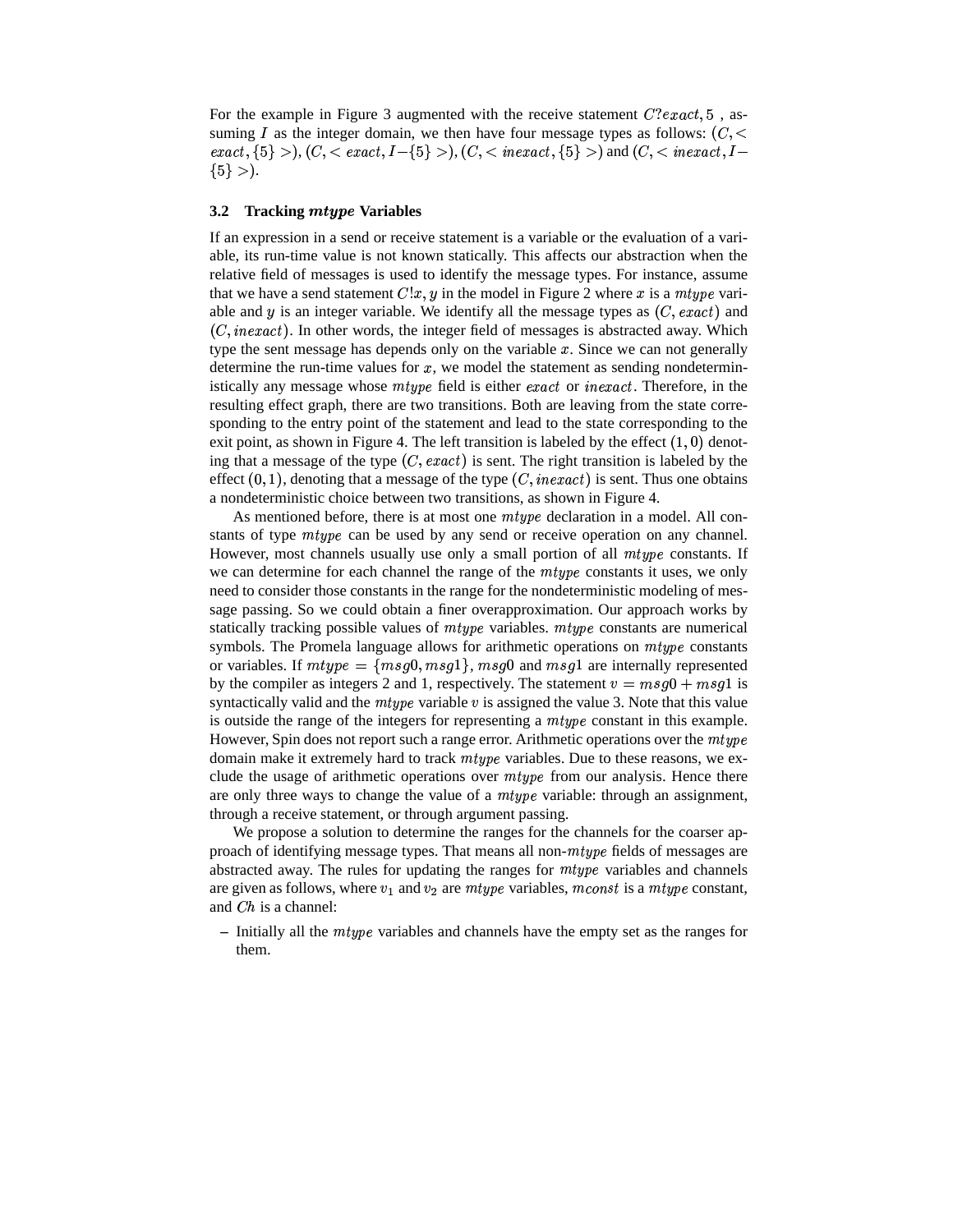For the example in Figure 3 augmented with the receive statement $C?exact, 5$ , assuming $I$ as the integer domain, we then have four message types as follows: $(C, < exact, \{5\} >)$, $(C, < exact, I - \{5\} >)$, $(C, < inexact, \{5\} >)$ and $(C, < inexact, I - \{5\} >)$.

### 3.2 Tracking *mtype* Variables

If an expression in a send or receive statement is a variable or the evaluation of a variable, its run-time value is not known statically. This affects our abstraction when the relative field of messages is used to identify the message types. For instance, assume that we have a send statement $C!x, y$ in the model in Figure 2 where $x$ is a $mtype$ variable and $y$ is an integer variable. We identify all the message types as $(C, exact)$ and $(C, inexact)$. In other words, the integer field of messages is abstracted away. Which type the sent message has depends only on the variable $x$. Since we can not generally determine the run-time values for $x$, we model the statement as sending nondeterministically any message whose $mtype$ field is either $exact$ or $inexact$. Therefore, in the resulting effect graph, there are two transitions. Both are leaving from the state corresponding to the entry point of the statement and lead to the state corresponding to the exit point, as shown in Figure 4. The left transition is labeled by the effect $(1, 0)$ denoting that a message of the type $(C, exact)$ is sent. The right transition is labeled by the effect $(0, 1)$, denoting that a message of the type $(C, inexact)$ is sent. Thus one obtains a nondeterministic choice between two transitions, as shown in Figure 4.

As mentioned before, there is at most one $mtype$ declaration in a model. All constants of type $mtype$ can be used by any send or receive operation on any channel. However, most channels usually use only a small portion of all $mtype$ constants. If we can determine for each channel the range of the $mtype$ constants it uses, we only need to consider those constants in the range for the nondeterministic modeling of message passing. So we could obtain a finer overapproximation. Our approach works by statically tracking possible values of $mtype$ variables. $mtype$ constants are numerical symbols. The Promela language allows for arithmetic operations on $mtype$ constants or variables. If $mtype = \{msg0, msg1\}$, $msg0$ and $msg1$ are internally represented by the compiler as integers 2 and 1, respectively. The statement $v = msg0 + msg1$ is syntactically valid and the $mtype$ variable $v$ is assigned the value 3. Note that this value is outside the range of the integers for representing a $mtype$ constant in this example. However, Spin does not report such a range error. Arithmetic operations over the $mtype$ domain make it extremely hard to track $mtype$ variables. Due to these reasons, we exclude the usage of arithmetic operations over $mtype$ from our analysis. Hence there are only three ways to change the value of a $mtype$ variable: through an assignment, through a receive statement, or through argument passing.

We propose a solution to determine the ranges for the channels for the coarser approach of identifying message types. That means all non-$mtype$ fields of messages are abstracted away. The rules for updating the ranges for $mtype$ variables and channels are given as follows, where $v_1$ and $v_2$ are $mtype$ variables, $mconst$ is a $mtype$ constant, and $Ch$ is a channel:

- Initially all the $mtype$ variables and channels have the empty set as the ranges for them.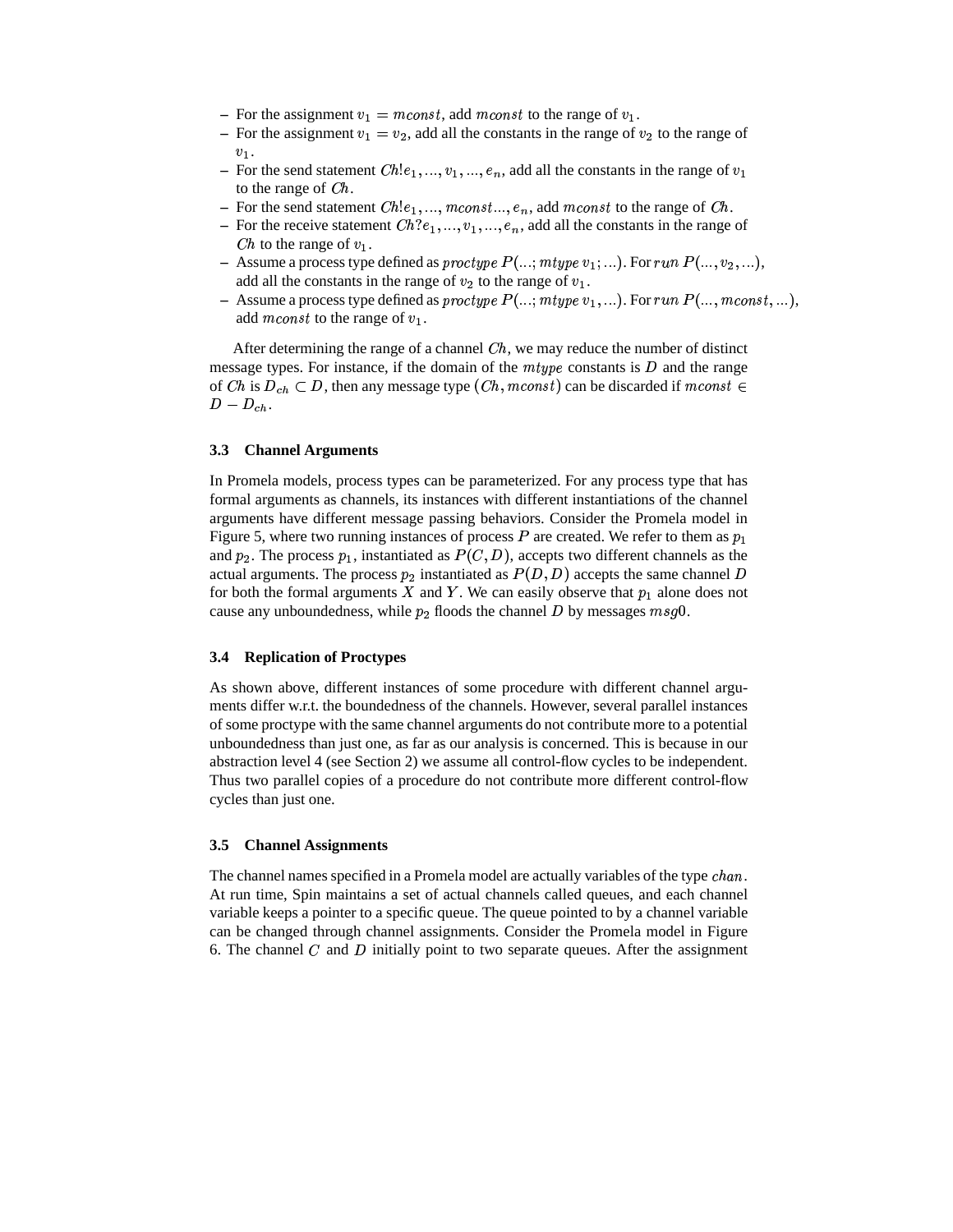- For the assignment $v_1 = mconst$, add $mconst$ to the range of $v_1$.
- For the assignment $v_1 = v_2$, add all the constants in the range of $v_2$ to the range of $v_1$.
- For the send statement $Ch!e_1, ..., v_1, ..., e_n$, add all the constants in the range of $v_1$ to the range of $Ch$.
- For the send statement $Ch!e_1, ..., mconst..., e_n$, add $mconst$ to the range of $Ch$.
- For the receive statement $Ch?e_1, ..., v_1, ..., e_n$, add all the constants in the range of $Ch$ to the range of $v_1$.
- Assume a process type defined as $proctype\ P(...; mtype\ v_1; ...)$. For $run\ P(..., v_2, ...)$, add all the constants in the range of $v_2$ to the range of $v_1$.
- Assume a process type defined as $proctype\ P(...; mtype\ v_1, ...)$. For $run\ P(..., mconst, ...)$, add $mconst$ to the range of $v_1$.

After determining the range of a channel $Ch$, we may reduce the number of distinct message types. For instance, if the domain of the $mtype$ constants is $D$ and the range of $Ch$ is $D_{ch} \subset D$, then any message type $(Ch, mconst)$ can be discarded if $mconst \in D - D_{ch}$.

### 3.3 Channel Arguments

In Promela models, process types can be parameterized. For any process type that has formal arguments as channels, its instances with different instantiations of the channel arguments have different message passing behaviors. Consider the Promela model in Figure 5, where two running instances of process $P$ are created. We refer to them as $p_1$ and $p_2$. The process $p_1$, instantiated as $P(C, D)$, accepts two different channels as the actual arguments. The process $p_2$ instantiated as $P(D, D)$ accepts the same channel $D$ for both the formal arguments $X$ and $Y$. We can easily observe that $p_1$ alone does not cause any unboundedness, while $p_2$ floods the channel $D$ by messages $msg0$.

### 3.4 Replication of Proctypes

As shown above, different instances of some procedure with different channel arguments differ w.r.t. the boundedness of the channels. However, several parallel instances of some proctype with the same channel arguments do not contribute more to a potential unboundedness than just one, as far as our analysis is concerned. This is because in our abstraction level 4 (see Section 2) we assume all control-flow cycles to be independent. Thus two parallel copies of a procedure do not contribute more different control-flow cycles than just one.

### 3.5 Channel Assignments

The channel names specified in a Promela model are actually variables of the type $chan$. At run time, Spin maintains a set of actual channels called queues, and each channel variable keeps a pointer to a specific queue. The queue pointed to by a channel variable can be changed through channel assignments. Consider the Promela model in Figure 6. The channel $C$ and $D$ initially point to two separate queues. After the assignment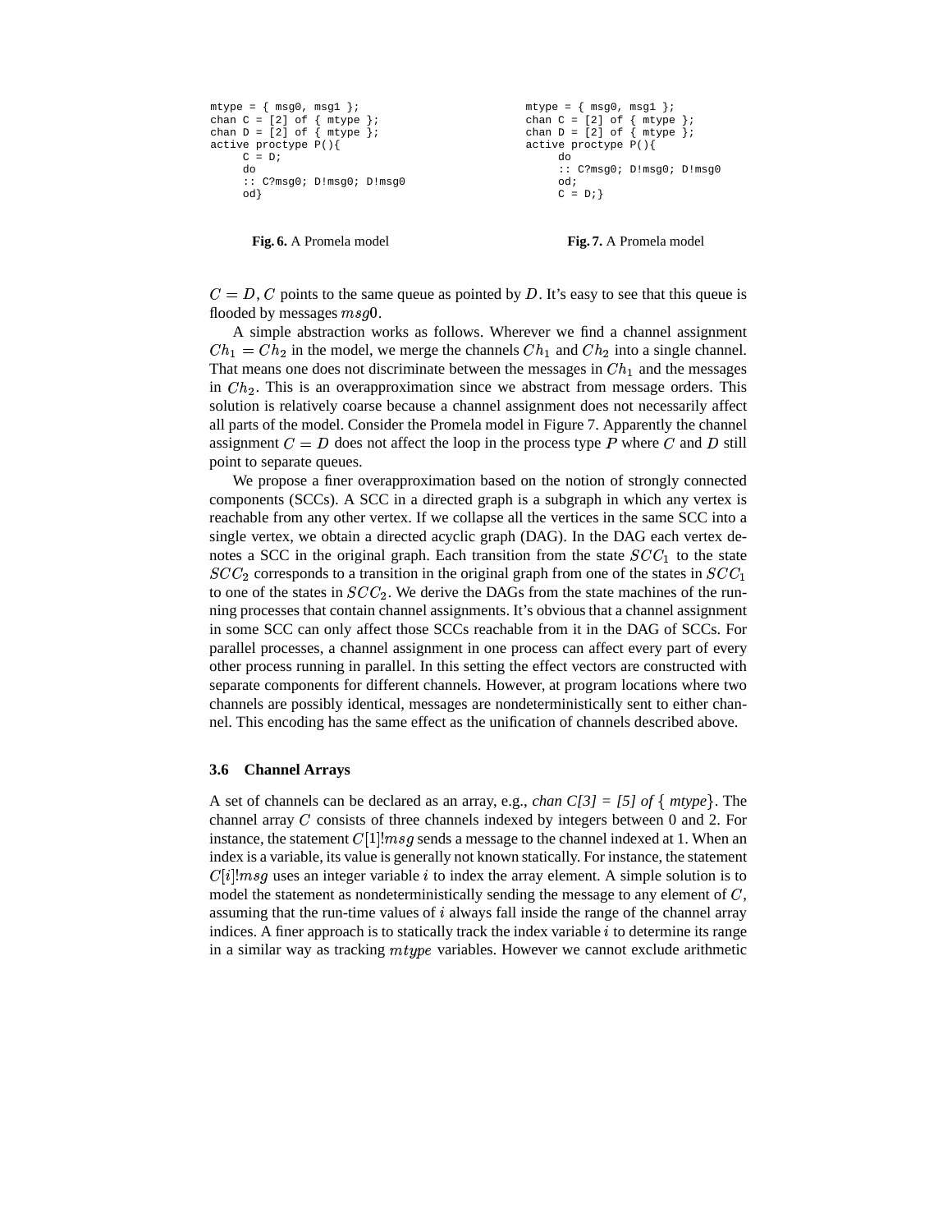```
mtype = { msg0, msg1 };
chan C = [2] of { mtype };
chan D = [2] of { mtype };
active proctype P(){
     C = D;
     do
     :: C?msg0; D!msg0; D!msg0
     od}
```

**Fig. 6.** A Promela model

```
mtype = { msg0, msg1 };
chan C = [2] of { mtype };
chan D = [2] of { mtype };
active proctype P(){
     do
     :: C?msg0; D!msg0; D!msg0
     od;
     C = D;}
```

**Fig. 7.** A Promela model

$C = D$, $C$ points to the same queue as pointed by $D$. It's easy to see that this queue is flooded by messages $msg0$.

A simple abstraction works as follows. Wherever we find a channel assignment $Ch_1 = Ch_2$ in the model, we merge the channels $Ch_1$ and $Ch_2$ into a single channel. That means one does not discriminate between the messages in $Ch_1$ and the messages in $Ch_2$. This is an overapproximation since we abstract from message orders. This solution is relatively coarse because a channel assignment does not necessarily affect all parts of the model. Consider the Promela model in Figure 7. Apparently the channel assignment $C = D$ does not affect the loop in the process type $P$ where $C$ and $D$ still point to separate queues.

We propose a finer overapproximation based on the notion of strongly connected components (SCCs). A SCC in a directed graph is a subgraph in which any vertex is reachable from any other vertex. If we collapse all the vertices in the same SCC into a single vertex, we obtain a directed acyclic graph (DAG). In the DAG each vertex denotes a SCC in the original graph. Each transition from the state $SCC_1$ to the state $SCC_2$ corresponds to a transition in the original graph from one of the states in $SCC_1$ to one of the states in $SCC_2$. We derive the DAGs from the state machines of the running processes that contain channel assignments. It's obvious that a channel assignment in some SCC can only affect those SCCs reachable from it in the DAG of SCCs. For parallel processes, a channel assignment in one process can affect every part of every other process running in parallel. In this setting the effect vectors are constructed with separate components for different channels. However, at program locations where two channels are possibly identical, messages are nondeterministically sent to either channel. This encoding has the same effect as the unification of channels described above.

### 3.6 Channel Arrays

A set of channels can be declared as an array, e.g., *chan C[3] = [5] of { mtype}*. The channel array $C$ consists of three channels indexed by integers between 0 and 2. For instance, the statement $C[1]!msg$ sends a message to the channel indexed at 1. When an index is a variable, its value is generally not known statically. For instance, the statement $C[i]!msg$ uses an integer variable $i$ to index the array element. A simple solution is to model the statement as nondeterministically sending the message to any element of $C$, assuming that the run-time values of $i$ always fall inside the range of the channel array indices. A finer approach is to statically track the index variable $i$ to determine its range in a similar way as tracking $mtype$ variables. However we cannot exclude arithmetic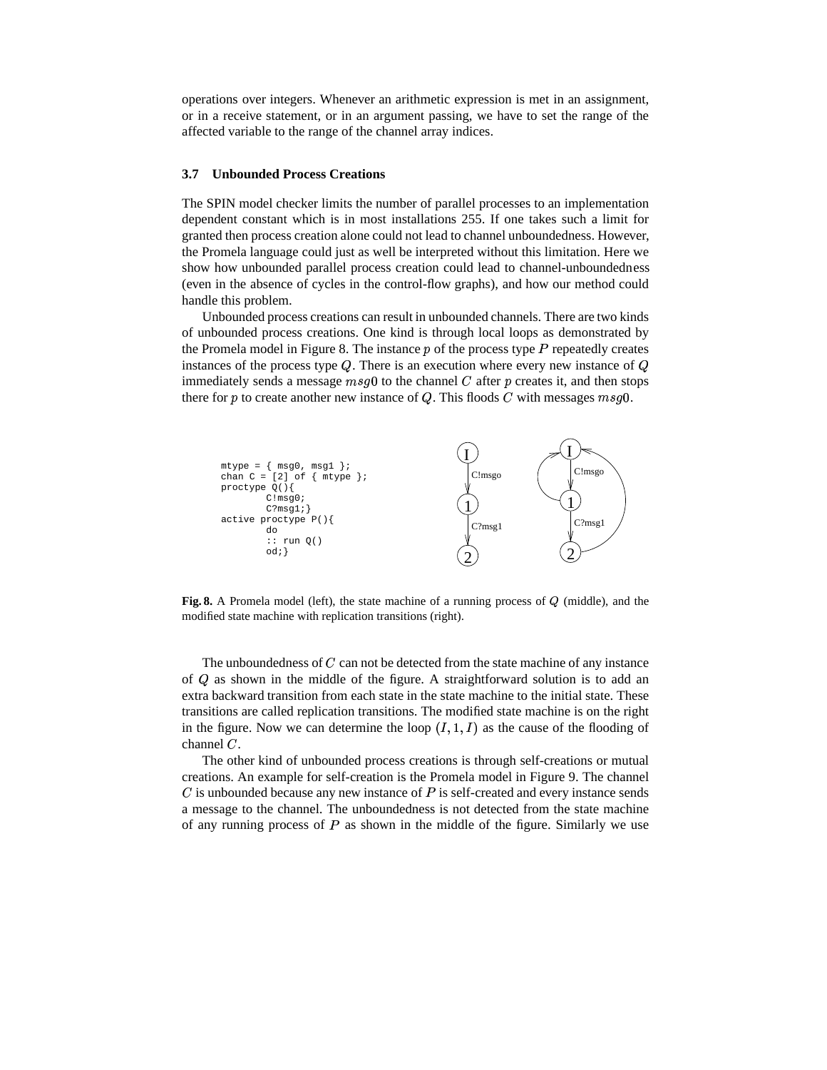operations over integers. Whenever an arithmetic expression is met in an assignment, or in a receive statement, or in an argument passing, we have to set the range of the affected variable to the range of the channel array indices.

### 3.7 Unbounded Process Creations

The SPIN model checker limits the number of parallel processes to an implementation dependent constant which is in most installations 255. If one takes such a limit for granted then process creation alone could not lead to channel unboundedness. However, the Promela language could just as well be interpreted without this limitation. Here we show how unbounded parallel process creation could lead to channel-unboundedness (even in the absence of cycles in the control-flow graphs), and how our method could handle this problem.

Unbounded process creations can result in unbounded channels. There are two kinds of unbounded process creations. One kind is through local loops as demonstrated by the Promela model in Figure 8. The instance $p$ of the process type $P$ repeatedly creates instances of the process type $Q$. There is an execution where every new instance of $Q$ immediately sends a message $msg0$ to the channel $C$ after $p$ creates it, and then stops there for $p$ to create another new instance of $Q$. This floods $C$ with messages $msg0$.

```
mtype = { msg0, msg1 };
chan C = [2] of { mtype };
proctype Q(){
        C!msg0;
        C?msg1;}
active proctype P(){
        do
        :: run Q()
        od;}
```

**Fig. 8.** A Promela model (left), the state machine of a running process of $Q$ (middle), and the modified state machine with replication transitions (right).

The unboundedness of $C$ can not be detected from the state machine of any instance of $Q$ as shown in the middle of the figure. A straightforward solution is to add an extra backward transition from each state in the state machine to the initial state. These transitions are called replication transitions. The modified state machine is on the right in the figure. Now we can determine the loop $(I, 1, I)$ as the cause of the flooding of channel $C$.

The other kind of unbounded process creations is through self-creations or mutual creations. An example for self-creation is the Promela model in Figure 9. The channel $C$ is unbounded because any new instance of $P$ is self-created and every instance sends a message to the channel. The unboundedness is not detected from the state machine of any running process of $P$ as shown in the middle of the figure. Similarly we use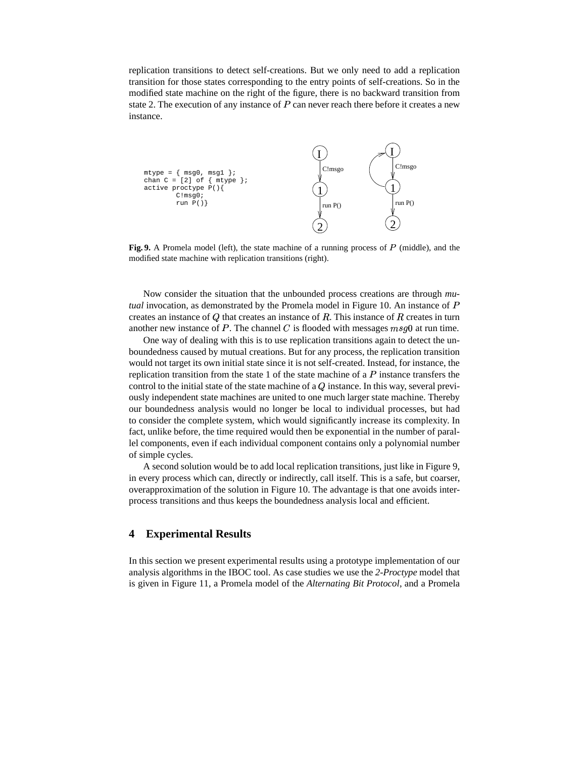replication transitions to detect self-creations. But we only need to add a replication transition for those states corresponding to the entry points of self-creations. So in the modified state machine on the right of the figure, there is no backward transition from state 2. The execution of any instance of $P$ can never reach there before it creates a new instance.

```
mtype = { msg0, msg1 };
chan C = [2] of { mtype };
active proctype P(){
        C!msg0;
        run P()}
```

**Fig. 9.** A Promela model (left), the state machine of a running process of $P$ (middle), and the modified state machine with replication transitions (right).

Now consider the situation that the unbounded process creations are through *mutual* invocation, as demonstrated by the Promela model in Figure 10. An instance of $P$ creates an instance of $Q$ that creates an instance of $R$. This instance of $R$ creates in turn another new instance of $P$. The channel $C$ is flooded with messages $msg0$ at run time.

One way of dealing with this is to use replication transitions again to detect the unboundedness caused by mutual creations. But for any process, the replication transition would not target its own initial state since it is not self-created. Instead, for instance, the replication transition from the state 1 of the state machine of a $P$ instance transfers the control to the initial state of the state machine of a $Q$ instance. In this way, several previously independent state machines are united to one much larger state machine. Thereby our boundedness analysis would no longer be local to individual processes, but had to consider the complete system, which would significantly increase its complexity. In fact, unlike before, the time required would then be exponential in the number of parallel components, even if each individual component contains only a polynomial number of simple cycles.

A second solution would be to add local replication transitions, just like in Figure 9, in every process which can, directly or indirectly, call itself. This is a safe, but coarser, overapproximation of the solution in Figure 10. The advantage is that one avoids inter-process transitions and thus keeps the boundedness analysis local and efficient.

## 4 Experimental Results

In this section we present experimental results using a prototype implementation of our analysis algorithms in the IBOC tool. As case studies we use the *2-Proctype* model that is given in Figure 11, a Promela model of the *Alternating Bit Protocol*, and a Promela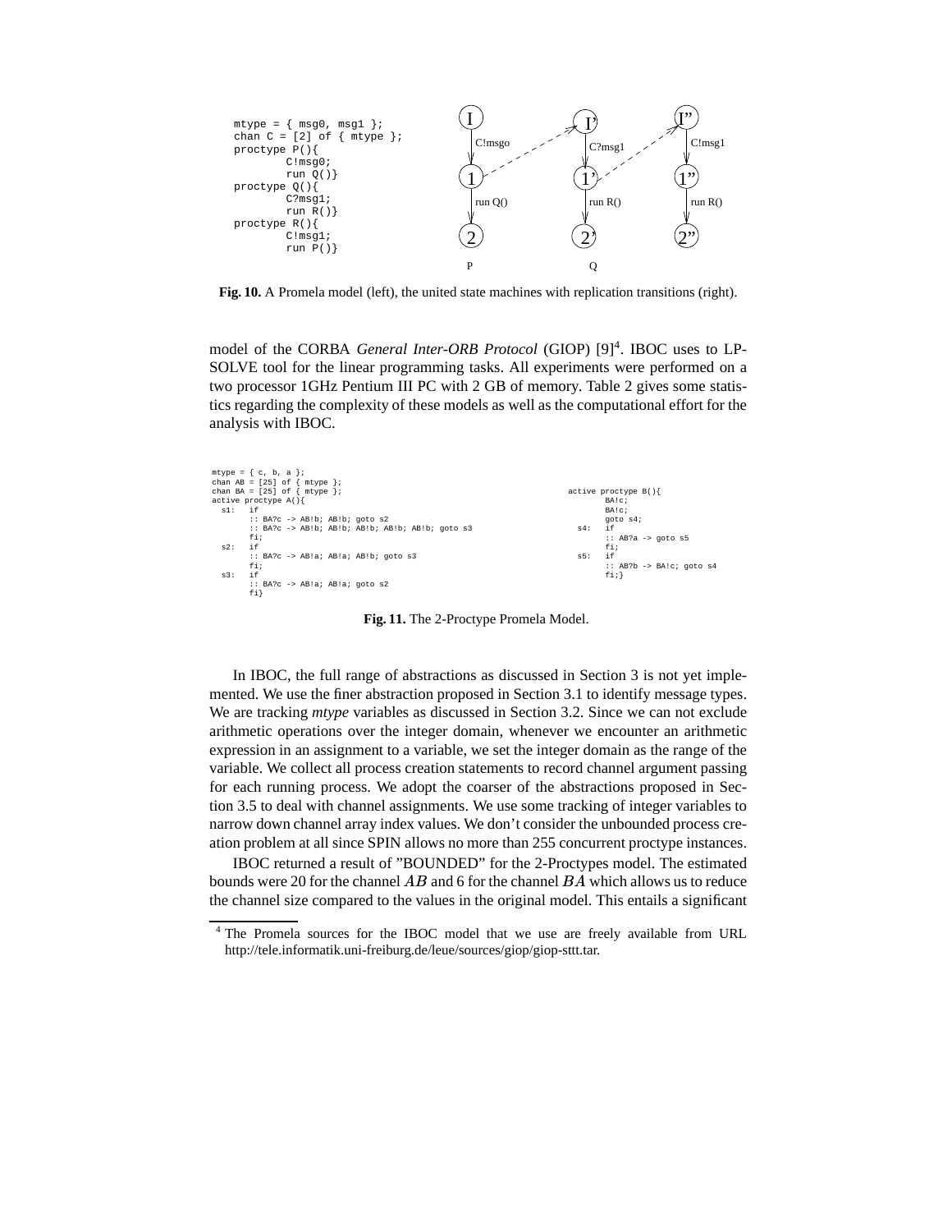```
mtype = { msg0, msg1 };
chan C = [2] of { mtype };
proctype P(){
        C!msg0;
        run Q()}
proctype Q(){
        C?msg1;
        run R()}
proctype R(){
        C!msg1;
        run P()}
```

**Fig. 10.** A Promela model (left), the united state machines with replication transitions (right).

model of the CORBA *General Inter-ORB Protocol* (GIOP) [9][4]. IBOC uses to LP-SOLVE tool for the linear programming tasks. All experiments were performed on a two processor 1GHz Pentium III PC with 2 GB of memory. Table 2 gives some statistics regarding the complexity of these models as well as the computational effort for the analysis with IBOC.

```
mtype = { c, b, a };
chan AB = [25] of { mtype };
chan BA = [25] of { mtype };
active proctype A(){
  s1:   if
        :: BA?c -> AB!b; AB!b; goto s2
        :: BA?c -> AB!b; AB!b; AB!b; AB!b; AB!b; goto s3
        fi;
  s2:   if
        :: BA?c -> AB!a; AB!a; AB!b; goto s3
        fi;
  s3:   if
        :: BA?c -> AB!a; AB!a; goto s2
        fi}
```

```
active proctype B(){
        BA!c;
        BA!c;
        goto s4;
  s4:   if
        :: AB?a -> goto s5
        fi;
  s5:   if
        :: AB?b -> BA!c; goto s4
        fi;}
```

**Fig. 11.** The 2-Proctype Promela Model.

In IBOC, the full range of abstractions as discussed in Section 3 is not yet implemented. We use the finer abstraction proposed in Section 3.1 to identify message types. We are tracking *mtype* variables as discussed in Section 3.2. Since we can not exclude arithmetic operations over the integer domain, whenever we encounter an arithmetic expression in an assignment to a variable, we set the integer domain as the range of the variable. We collect all process creation statements to record channel argument passing for each running process. We adopt the coarser of the abstractions proposed in Section 3.5 to deal with channel assignments. We use some tracking of integer variables to narrow down channel array index values. We don't consider the unbounded process creation problem at all since SPIN allows no more than 255 concurrent proctype instances.

IBOC returned a result of "BOUNDED" for the 2-Proctypes model. The estimated bounds were 20 for the channel $AB$ and 6 for the channel $BA$ which allows us to reduce the channel size compared to the values in the original model. This entails a significant

[4] The Promela sources for the IBOC model that we use are freely available from URL http://tele.informatik.uni-freiburg.de/leue/sources/giop/giop-sttt.tar.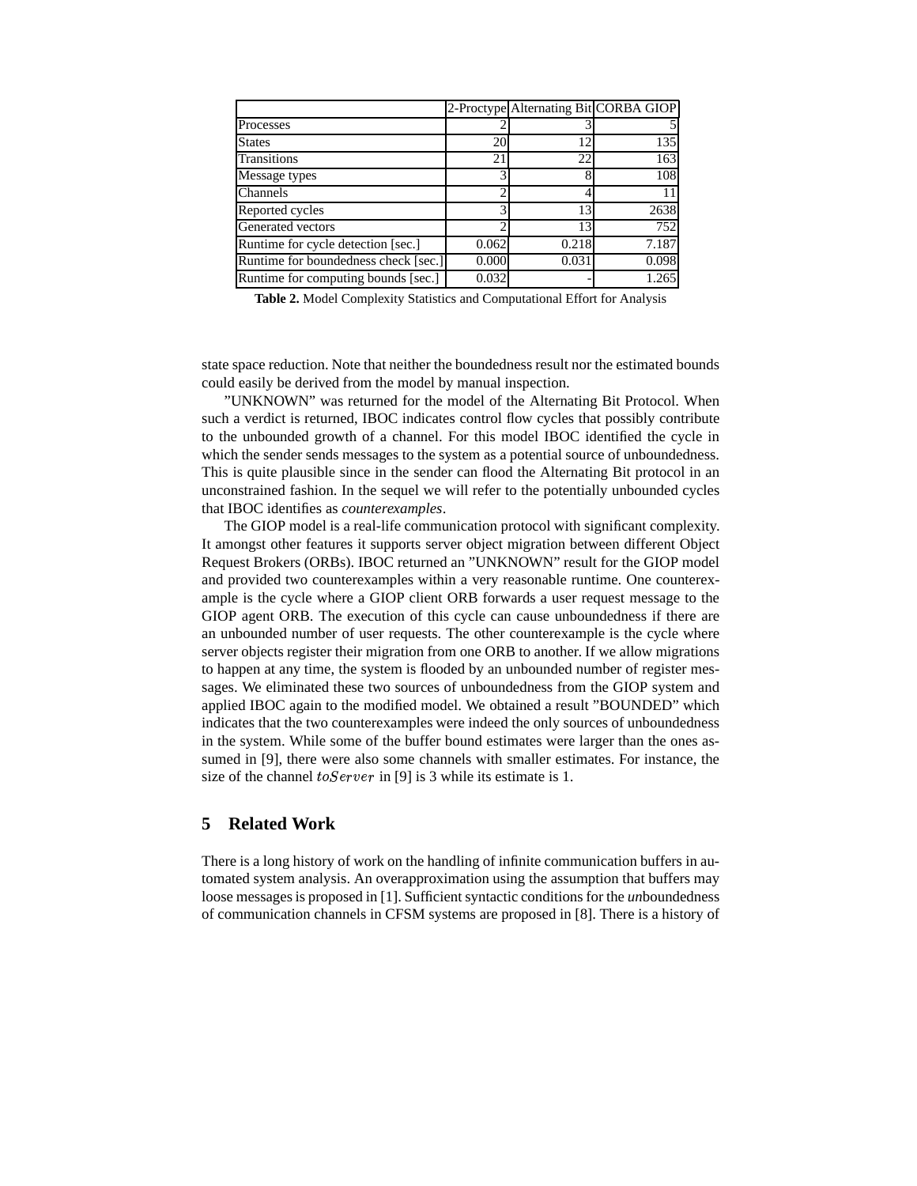| | 2-Proctype | Alternating Bit | CORBA GIOP |
|---|---|---|---|
| Processes | 2 | 3 | 5 |
| States | 20 | 12 | 135 |
| Transitions | 21 | 22 | 163 |
| Message types | 3 | 8 | 108 |
| Channels | 2 | 4 | 11 |
| Reported cycles | 3 | 13 | 2638 |
| Generated vectors | 2 | 13 | 752 |
| Runtime for cycle detection [sec.] | 0.062 | 0.218 | 7.187 |
| Runtime for boundedness check [sec.] | 0.000 | 0.031 | 0.098 |
| Runtime for computing bounds [sec.] | 0.032 | - | 1.265 |

**Table 2.** Model Complexity Statistics and Computational Effort for Analysis

state space reduction. Note that neither the boundedness result nor the estimated bounds could easily be derived from the model by manual inspection.

"UNKNOWN" was returned for the model of the Alternating Bit Protocol. When such a verdict is returned, IBOC indicates control flow cycles that possibly contribute to the unbounded growth of a channel. For this model IBOC identified the cycle in which the sender sends messages to the system as a potential source of unboundedness. This is quite plausible since in the sender can flood the Alternating Bit protocol in an unconstrained fashion. In the sequel we will refer to the potentially unbounded cycles that IBOC identifies as *counterexamples*.

The GIOP model is a real-life communication protocol with significant complexity. It amongst other features it supports server object migration between different Object Request Brokers (ORBs). IBOC returned an "UNKNOWN" result for the GIOP model and provided two counterexamples within a very reasonable runtime. One counterexample is the cycle where a GIOP client ORB forwards a user request message to the GIOP agent ORB. The execution of this cycle can cause unboundedness if there are an unbounded number of user requests. The other counterexample is the cycle where server objects register their migration from one ORB to another. If we allow migrations to happen at any time, the system is flooded by an unbounded number of register messages. We eliminated these two sources of unboundedness from the GIOP system and applied IBOC again to the modified model. We obtained a result "BOUNDED" which indicates that the two counterexamples were indeed the only sources of unboundedness in the system. While some of the buffer bound estimates were larger than the ones assumed in [9], there were also some channels with smaller estimates. For instance, the size of the channel $toServer$ in [9] is 3 while its estimate is 1.

## 5 Related Work

There is a long history of work on the handling of infinite communication buffers in automated system analysis. An overapproximation using the assumption that buffers may loose messages is proposed in [1]. Sufficient syntactic conditions for the *un*boundedness of communication channels in CFSM systems are proposed in [8]. There is a history of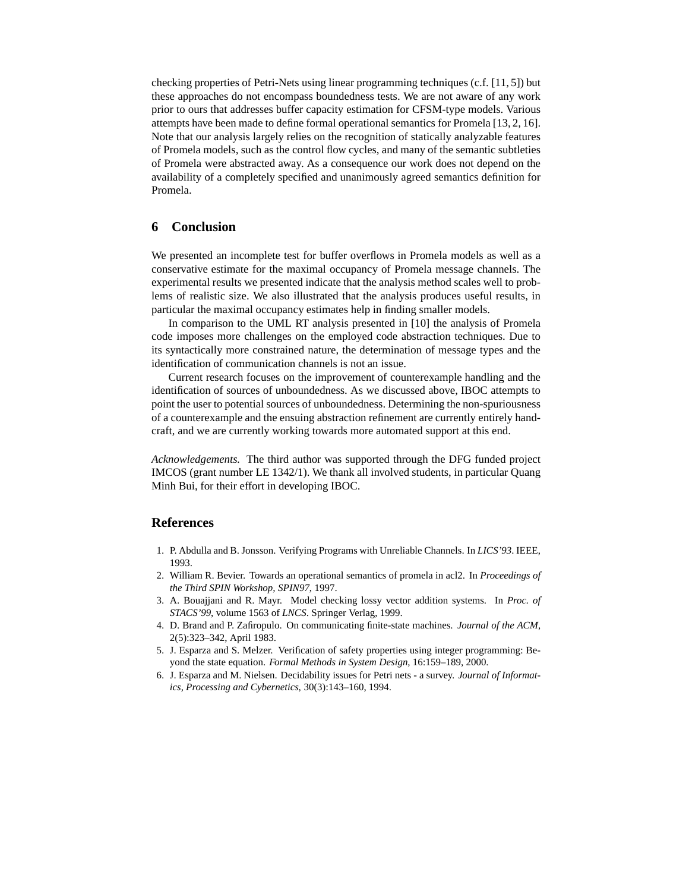checking properties of Petri-Nets using linear programming techniques (c.f. [11, 5]) but these approaches do not encompass boundedness tests. We are not aware of any work prior to ours that addresses buffer capacity estimation for CFSM-type models. Various attempts have been made to define formal operational semantics for Promela [13, 2, 16]. Note that our analysis largely relies on the recognition of statically analyzable features of Promela models, such as the control flow cycles, and many of the semantic subtleties of Promela were abstracted away. As a consequence our work does not depend on the availability of a completely specified and unanimously agreed semantics definition for Promela.

## 6 Conclusion

We presented an incomplete test for buffer overflows in Promela models as well as a conservative estimate for the maximal occupancy of Promela message channels. The experimental results we presented indicate that the analysis method scales well to problems of realistic size. We also illustrated that the analysis produces useful results, in particular the maximal occupancy estimates help in finding smaller models.

In comparison to the UML RT analysis presented in [10] the analysis of Promela code imposes more challenges on the employed code abstraction techniques. Due to its syntactically more constrained nature, the determination of message types and the identification of communication channels is not an issue.

Current research focuses on the improvement of counterexample handling and the identification of sources of unboundedness. As we discussed above, IBOC attempts to point the user to potential sources of unboundedness. Determining the non-spuriousness of a counterexample and the ensuing abstraction refinement are currently entirely handcraft, and we are currently working towards more automated support at this end.

*Acknowledgements.* The third author was supported through the DFG funded project IMCOS (grant number LE 1342/1). We thank all involved students, in particular Quang Minh Bui, for their effort in developing IBOC.

## References

1. P. Abdulla and B. Jonsson. Verifying Programs with Unreliable Channels. In *LICS'93*. IEEE, 1993.
2. William R. Bevier. Towards an operational semantics of promela in acl2. In *Proceedings of the Third SPIN Workshop, SPIN97*, 1997.
3. A. Bouajjani and R. Mayr. Model checking lossy vector addition systems. In *Proc. of STACS'99*, volume 1563 of *LNCS*. Springer Verlag, 1999.
4. D. Brand and P. Zafiropulo. On communicating finite-state machines. *Journal of the ACM*, 2(5):323–342, April 1983.
5. J. Esparza and S. Melzer. Verification of safety properties using integer programming: Beyond the state equation. *Formal Methods in System Design*, 16:159–189, 2000.
6. J. Esparza and M. Nielsen. Decidability issues for Petri nets - a survey. *Journal of Informatics, Processing and Cybernetics*, 30(3):143–160, 1994.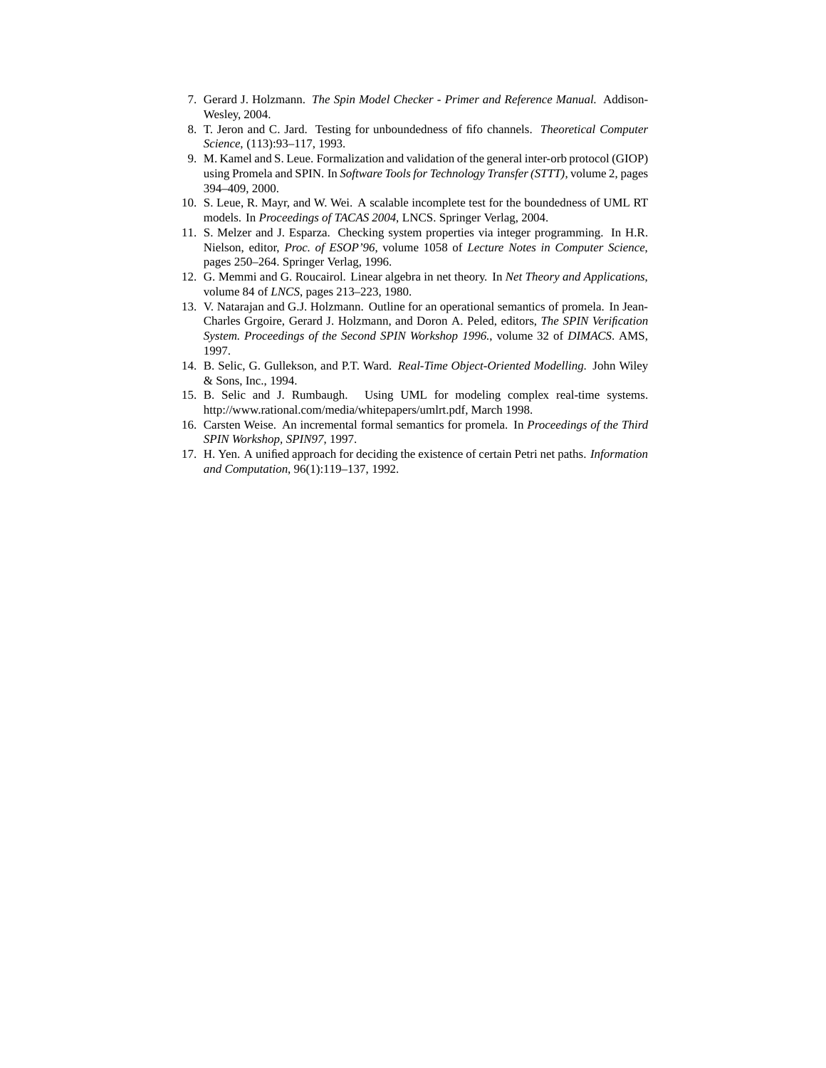7. Gerard J. Holzmann. *The Spin Model Checker - Primer and Reference Manual.* Addison-Wesley, 2004.
8. T. Jeron and C. Jard. Testing for unboundedness of fifo channels. *Theoretical Computer Science*, (113):93–117, 1993.
9. M. Kamel and S. Leue. Formalization and validation of the general inter-orb protocol (GIOP) using Promela and SPIN. In *Software Tools for Technology Transfer (STTT)*, volume 2, pages 394–409, 2000.
10. S. Leue, R. Mayr, and W. Wei. A scalable incomplete test for the boundedness of UML RT models. In *Proceedings of TACAS 2004*, LNCS. Springer Verlag, 2004.
11. S. Melzer and J. Esparza. Checking system properties via integer programming. In H.R. Nielson, editor, *Proc. of ESOP'96*, volume 1058 of *Lecture Notes in Computer Science*, pages 250–264. Springer Verlag, 1996.
12. G. Memmi and G. Roucairol. Linear algebra in net theory. In *Net Theory and Applications*, volume 84 of *LNCS*, pages 213–223, 1980.
13. V. Natarajan and G.J. Holzmann. Outline for an operational semantics of promela. In Jean-Charles Grgoire, Gerard J. Holzmann, and Doron A. Peled, editors, *The SPIN Verification System. Proceedings of the Second SPIN Workshop 1996.*, volume 32 of *DIMACS*. AMS, 1997.
14. B. Selic, G. Gullekson, and P.T. Ward. *Real-Time Object-Oriented Modelling*. John Wiley & Sons, Inc., 1994.
15. B. Selic and J. Rumbaugh. Using UML for modeling complex real-time systems. http://www.rational.com/media/whitepapers/umlrt.pdf, March 1998.
16. Carsten Weise. An incremental formal semantics for promela. In *Proceedings of the Third SPIN Workshop, SPIN97*, 1997.
17. H. Yen. A unified approach for deciding the existence of certain Petri net paths. *Information and Computation*, 96(1):119–137, 1992.